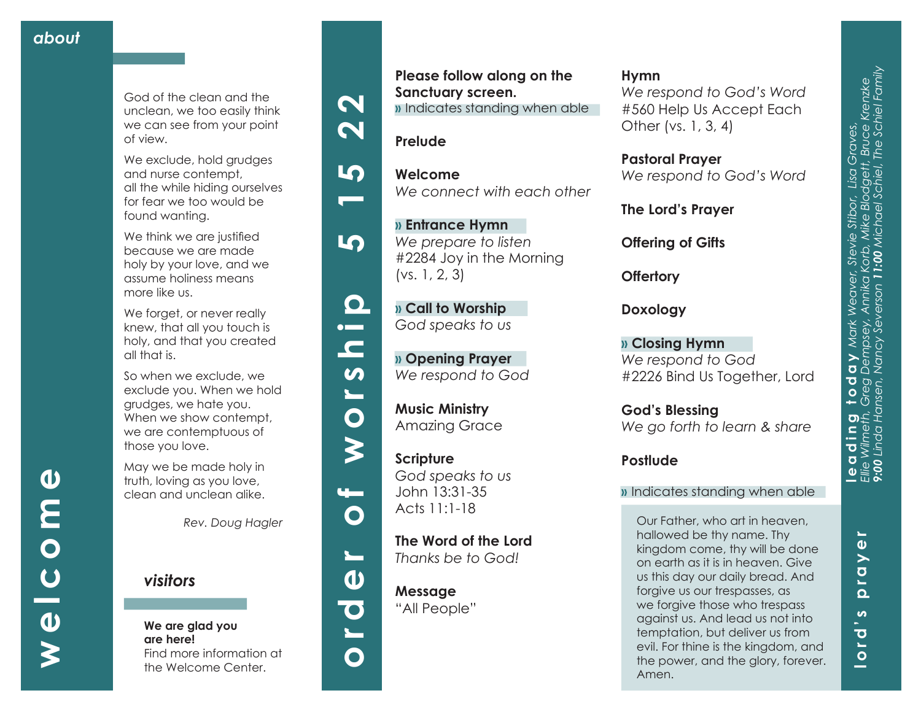# welcome

## about

God of the clean and the unclean, we too easily think we can see from your point of view.

We exclude, hold grudges and nurse contempt, all the while hiding ourselves for fear we too would be found wanting.

We think we are justified because we are made holy by your love, and we assume holiness means more like us.

We forget, or never really knew, that all you touch is holy, and that you created all that is.

So when we exclude, we exclude you. When we hold grudges, we hate you. When we show contempt, we are contemptuous of those you love.

May we be made holy in truth, loving as you love, clean and unclean alike.

*Rev. Doug Hagler*

## visitors

**We are glad you are here!**
Find more information at the Welcome Center.

# order of worship 5 15 22

**Please follow along on the Sanctuary screen.**
» Indicates standing when able

**Prelude**

**Welcome**
*We connect with each other*

**» Entrance Hymn**
*We prepare to listen*
#2284 Joy in the Morning (vs. 1, 2, 3)

**» Call to Worship**
*God speaks to us*

**» Opening Prayer**
*We respond to God*

**Music Ministry**
Amazing Grace

**Scripture**
*God speaks to us*
John 13:31-35
Acts 11:1-18

**The Word of the Lord**
*Thanks be to God!*

**Message**
"All People"

**Hymn**
*We respond to God's Word*
#560 Help Us Accept Each Other (vs. 1, 3, 4)

**Pastoral Prayer**
*We respond to God's Word*

**The Lord's Prayer**

**Offering of Gifts**

**Offertory**

**Doxology**

**» Closing Hymn**
*We respond to God*
#2226 Bind Us Together, Lord

**God's Blessing**
*We go forth to learn & share*

**Postlude**

» Indicates standing when able

## lord's prayer

Our Father, who art in heaven, hallowed be thy name. Thy kingdom come, thy will be done on earth as it is in heaven. Give us this day our daily bread. And forgive us our trespasses, as we forgive those who trespass against us. And lead us not into temptation, but deliver us from evil. For thine is the kingdom, and the power, and the glory, forever. Amen.

## leading today

*Mark Weaver, Stevie Stibor, Lisa Graves, Ellie Wilmeth, Greg Dempsey, Annika Korb, Mike Blodgett, Bruce Krenzke*
***9:00*** *Linda Hansen, Nancy Severson* ***11:00*** *Michael Schiel, The Schiel Family*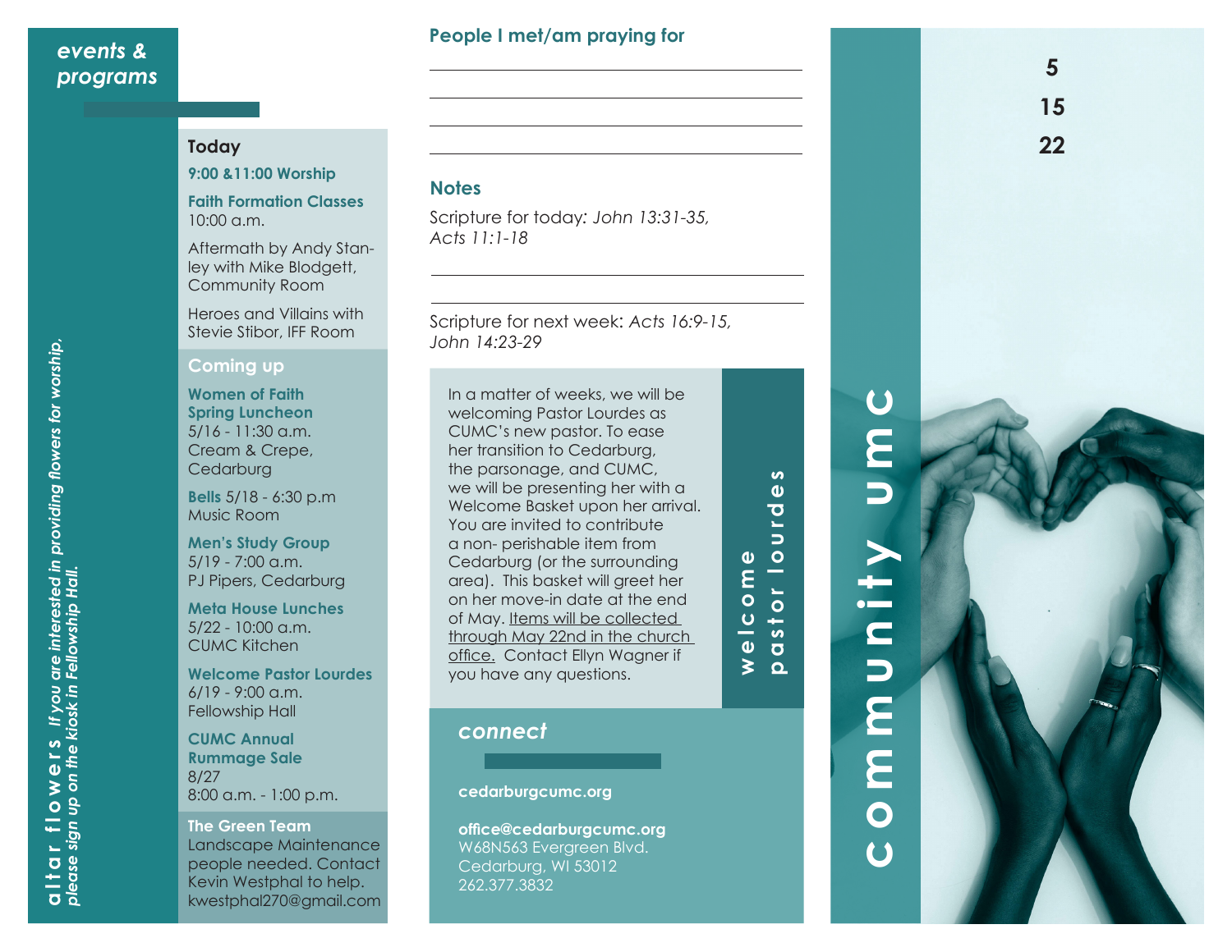## events & programs

### Today

**9:00 &11:00 Worship**

**Faith Formation Classes**
10:00 a.m.

Aftermath by Andy Stanley with Mike Blodgett, Community Room

Heroes and Villains with Stevie Stibor, IFF Room

### Coming up

**Women of Faith Spring Luncheon**
5/16 - 11:30 a.m.
Cream & Crepe, Cedarburg

**Bells** 5/18 - 6:30 p.m
Music Room

**Men's Study Group**
5/19 - 7:00 a.m.
PJ Pipers, Cedarburg

**Meta House Lunches**
5/22 - 10:00 a.m.
CUMC Kitchen

**Welcome Pastor Lourdes**
6/19 - 9:00 a.m.
Fellowship Hall

**CUMC Annual Rummage Sale**
8/27
8:00 a.m. - 1:00 p.m.

**The Green Team**
Landscape Maintenance people needed. Contact Kevin Westphal to help. kwestphal270@gmail.com

**altar flowers** *If you are interested in providing flowers for worship, please sign up on the kiosk in Fellowship Hall.*

## People I met/am praying for

________________________________

________________________________

________________________________

________________________________

## Notes

Scripture for today: *John 13:31-35, Acts 11:1-18*

________________________________

________________________________

Scripture for next week: *Acts 16:9-15, John 14:23-29*

## welcome pastor lourdes

In a matter of weeks, we will be welcoming Pastor Lourdes as CUMC's new pastor. To ease her transition to Cedarburg, the parsonage, and CUMC, we will be presenting her with a Welcome Basket upon her arrival. You are invited to contribute a non- perishable item from Cedarburg (or the surrounding area). This basket will greet her on her move-in date at the end of May. Items will be collected through May 22nd in the church office. Contact Ellyn Wagner if you have any questions.

## connect

**cedarburgcumc.org**

**office@cedarburgcumc.org**
W68N563 Evergreen Blvd.
Cedarburg, WI 53012
262.377.3832

# community umc

5
15
22